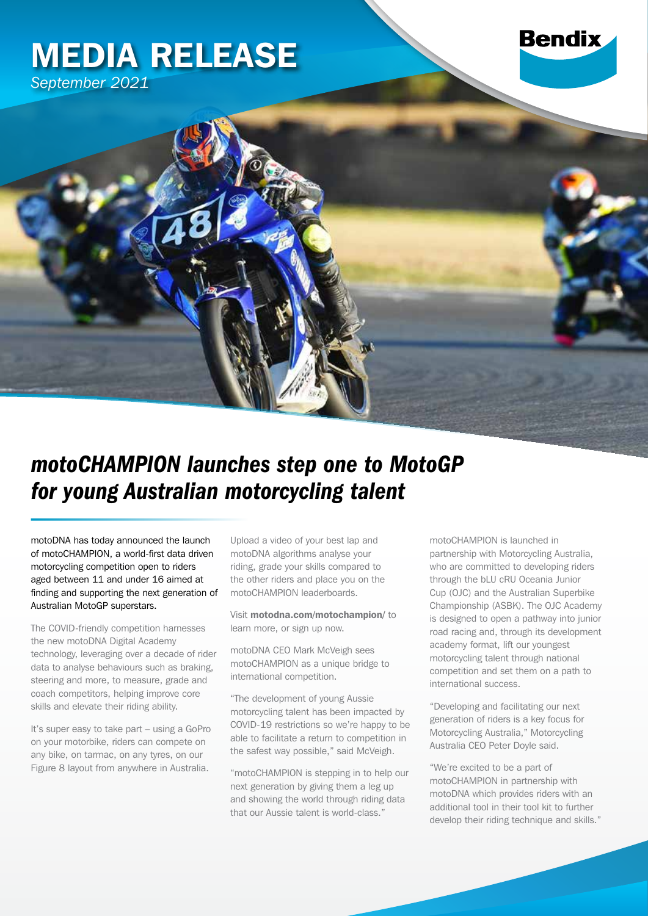# MEDIA RELEASE

*September 2021*

## *motoCHAMPION launches step one to MotoGP for young Australian motorcycling talent*

motoDNA has today announced the launch of motoCHAMPION, a world-first data driven motorcycling competition open to riders aged between 11 and under 16 aimed at finding and supporting the next generation of Australian MotoGP superstars.

The COVID-friendly competition harnesses the new motoDNA Digital Academy technology, leveraging over a decade of rider data to analyse behaviours such as braking, steering and more, to measure, grade and coach competitors, helping improve core skills and elevate their riding ability.

It's super easy to take part – using a GoPro on your motorbike, riders can compete on any bike, on tarmac, on any tyres, on our Figure 8 layout from anywhere in Australia.

Upload a video of your best lap and motoDNA algorithms analyse your riding, grade your skills compared to the other riders and place you on the motoCHAMPION leaderboards.

Visit **motodna.com/motochampion/** to learn more, or sign up now.

motoDNA CEO Mark McVeigh sees motoCHAMPION as a unique bridge to international competition.

"The development of young Aussie motorcycling talent has been impacted by COVID-19 restrictions so we're happy to be able to facilitate a return to competition in the safest way possible," said McVeigh.

"motoCHAMPION is stepping in to help our next generation by giving them a leg up and showing the world through riding data that our Aussie talent is world-class."

motoCHAMPION is launched in partnership with Motorcycling Australia, who are committed to developing riders through the bLU cRU Oceania Junior Cup (OJC) and the Australian Superbike Championship (ASBK). The OJC Academy is designed to open a pathway into junior road racing and, through its development academy format, lift our youngest motorcycling talent through national competition and set them on a path to international success.

"Developing and facilitating our next generation of riders is a key focus for Motorcycling Australia," Motorcycling Australia CEO Peter Doyle said.

"We're excited to be a part of motoCHAMPION in partnership with motoDNA which provides riders with an additional tool in their tool kit to further develop their riding technique and skills."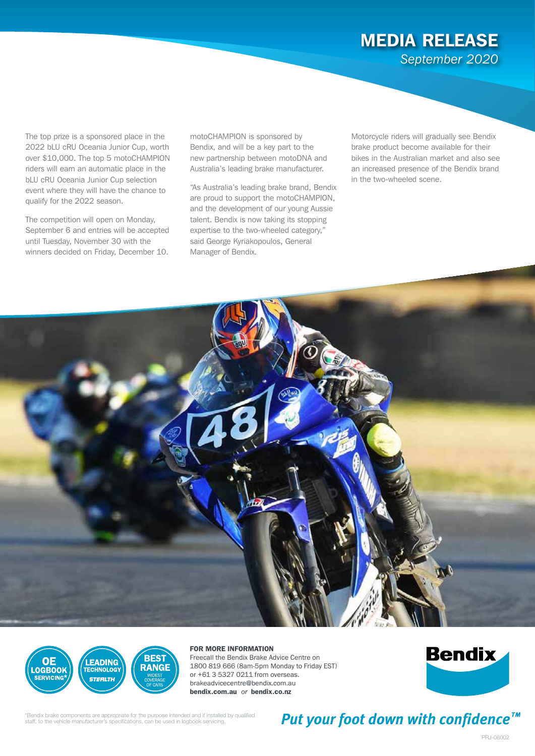# MEDIA RELEASE

*September 2020*

The top prize is a sponsored place in the 2022 bLU cRU Oceania Junior Cup, worth over $10,000. The top 5 motoCHAMPION riders will earn an automatic place in the bLU cRU Oceania Junior Cup selection event where they will have the chance to qualify for the 2022 season.

The competition will open on Monday, September 6 and entries will be accepted until Tuesday, November 30 with the winners decided on Friday, December 10.

motoCHAMPION is sponsored by Bendix, and will be a key part to the new partnership between motoDNA and Australia's leading brake manufacturer.

"As Australia's leading brake brand, Bendix are proud to support the motoCHAMPION, and the development of our young Aussie talent. Bendix is now taking its stopping expertise to the two-wheeled category," said George Kyriakopoulos, General Manager of Bendix.

Motorcycle riders will gradually see Bendix brake product become available for their bikes in the Australian market and also see an increased presence of the Bendix brand in the two-wheeled scene.

OE LOGBOOK SERVICING*

LEADING TECHNOLOGY STEALTH

BEST RANGE WIDEST COVERAGE OF CARS

**FOR MORE INFORMATION**
Freecall the Bendix Brake Advice Centre on 1800 819 666 (8am-5pm Monday to Friday EST) or +61 3 5327 0211 from overseas.
brakeadvicecentre@bendix.com.au
**bendix.com.au** *or* **bendix.co.nz**

Bendix

*Bendix brake components are appropriate for the purpose intended and if installed by qualified staff, to the vehicle manufacturer's specifications, can be used in logbook servicing.

***Put your foot down with confidence™***

PRJ-08002